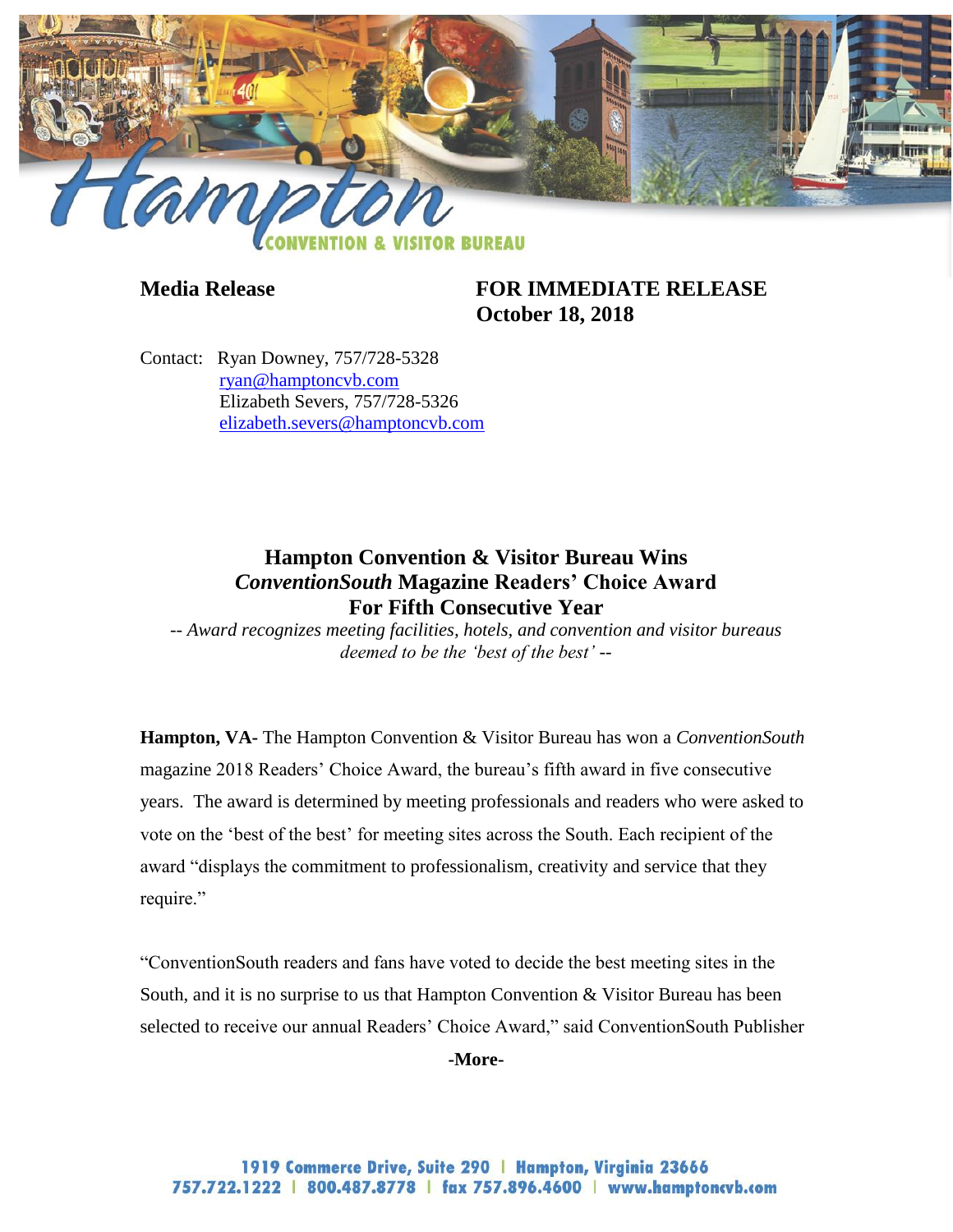Hampton

CONVENTION & VISITOR BUREAU

**Media Release**

**FOR IMMEDIATE RELEASE**
**October 18, 2018**

Contact: Ryan Downey, 757/728-5328
ryan@hamptoncvb.com
Elizabeth Severs, 757/728-5326
elizabeth.severs@hamptoncvb.com

## Hampton Convention & Visitor Bureau Wins *ConventionSouth* Magazine Readers' Choice Award For Fifth Consecutive Year

*-- Award recognizes meeting facilities, hotels, and convention and visitor bureaus deemed to be the 'best of the best' --*

**Hampton, VA-** The Hampton Convention & Visitor Bureau has won a *ConventionSouth* magazine 2018 Readers' Choice Award, the bureau's fifth award in five consecutive years. The award is determined by meeting professionals and readers who were asked to vote on the 'best of the best' for meeting sites across the South. Each recipient of the award "displays the commitment to professionalism, creativity and service that they require."

"ConventionSouth readers and fans have voted to decide the best meeting sites in the South, and it is no surprise to us that Hampton Convention & Visitor Bureau has been selected to receive our annual Readers' Choice Award," said ConventionSouth Publisher

**-More-**

1919 Commerce Drive, Suite 290 | Hampton, Virginia 23666
757.722.1222 | 800.487.8778 | fax 757.896.4600 | www.hamptoncvb.com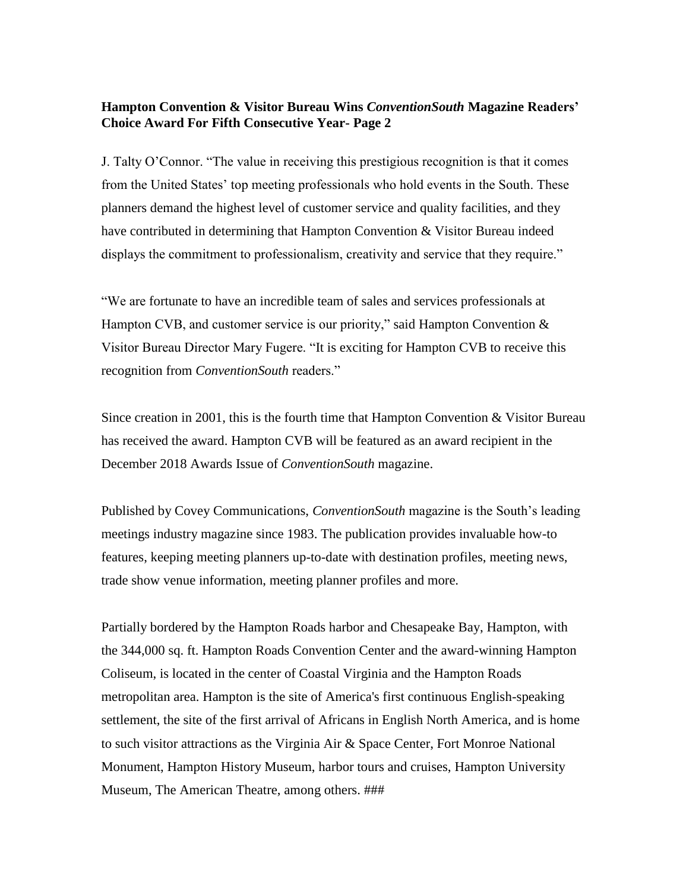**Hampton Convention & Visitor Bureau Wins *ConventionSouth* Magazine Readers' Choice Award For Fifth Consecutive Year- Page 2**

J. Talty O'Connor. "The value in receiving this prestigious recognition is that it comes from the United States' top meeting professionals who hold events in the South. These planners demand the highest level of customer service and quality facilities, and they have contributed in determining that Hampton Convention & Visitor Bureau indeed displays the commitment to professionalism, creativity and service that they require."

"We are fortunate to have an incredible team of sales and services professionals at Hampton CVB, and customer service is our priority," said Hampton Convention & Visitor Bureau Director Mary Fugere. "It is exciting for Hampton CVB to receive this recognition from *ConventionSouth* readers."

Since creation in 2001, this is the fourth time that Hampton Convention & Visitor Bureau has received the award. Hampton CVB will be featured as an award recipient in the December 2018 Awards Issue of *ConventionSouth* magazine.

Published by Covey Communications, *ConventionSouth* magazine is the South's leading meetings industry magazine since 1983. The publication provides invaluable how-to features, keeping meeting planners up-to-date with destination profiles, meeting news, trade show venue information, meeting planner profiles and more.

Partially bordered by the Hampton Roads harbor and Chesapeake Bay, Hampton, with the 344,000 sq. ft. Hampton Roads Convention Center and the award-winning Hampton Coliseum, is located in the center of Coastal Virginia and the Hampton Roads metropolitan area. Hampton is the site of America's first continuous English-speaking settlement, the site of the first arrival of Africans in English North America, and is home to such visitor attractions as the Virginia Air & Space Center, Fort Monroe National Monument, Hampton History Museum, harbor tours and cruises, Hampton University Museum, The American Theatre, among others. ###